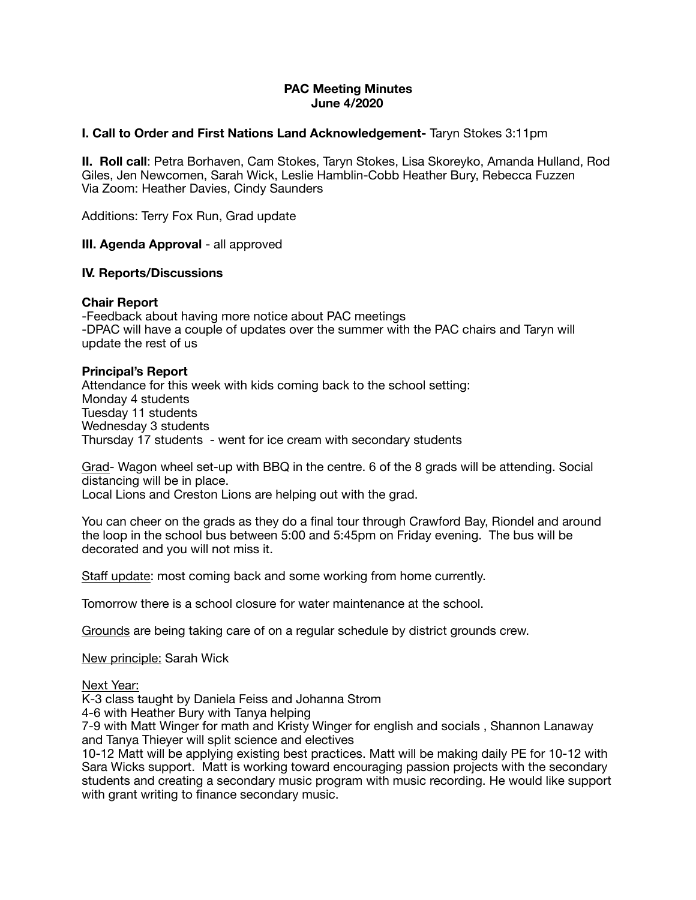**PAC Meeting Minutes**
**June 4/2020**

**I. Call to Order and First Nations Land Acknowledgement-** Taryn Stokes 3:11pm

**II. Roll call**: Petra Borhaven, Cam Stokes, Taryn Stokes, Lisa Skoreyko, Amanda Hulland, Rod Giles, Jen Newcomen, Sarah Wick, Leslie Hamblin-Cobb Heather Bury, Rebecca Fuzzen
Via Zoom: Heather Davies, Cindy Saunders

Additions: Terry Fox Run, Grad update

**III. Agenda Approval** - all approved

**IV. Reports/Discussions**

**Chair Report**
-Feedback about having more notice about PAC meetings
-DPAC will have a couple of updates over the summer with the PAC chairs and Taryn will update the rest of us

**Principal's Report**
Attendance for this week with kids coming back to the school setting:
Monday 4 students
Tuesday 11 students
Wednesday 3 students
Thursday 17 students - went for ice cream with secondary students

<u>Grad</u>- Wagon wheel set-up with BBQ in the centre. 6 of the 8 grads will be attending. Social distancing will be in place.
Local Lions and Creston Lions are helping out with the grad.

You can cheer on the grads as they do a final tour through Crawford Bay, Riondel and around the loop in the school bus between 5:00 and 5:45pm on Friday evening. The bus will be decorated and you will not miss it.

<u>Staff update</u>: most coming back and some working from home currently.

Tomorrow there is a school closure for water maintenance at the school.

<u>Grounds</u> are being taking care of on a regular schedule by district grounds crew.

<u>New principle:</u> Sarah Wick

<u>Next Year:</u>
K-3 class taught by Daniela Feiss and Johanna Strom
4-6 with Heather Bury with Tanya helping
7-9 with Matt Winger for math and Kristy Winger for english and socials , Shannon Lanaway and Tanya Thieyer will split science and electives
10-12 Matt will be applying existing best practices. Matt will be making daily PE for 10-12 with Sara Wicks support. Matt is working toward encouraging passion projects with the secondary students and creating a secondary music program with music recording. He would like support with grant writing to finance secondary music.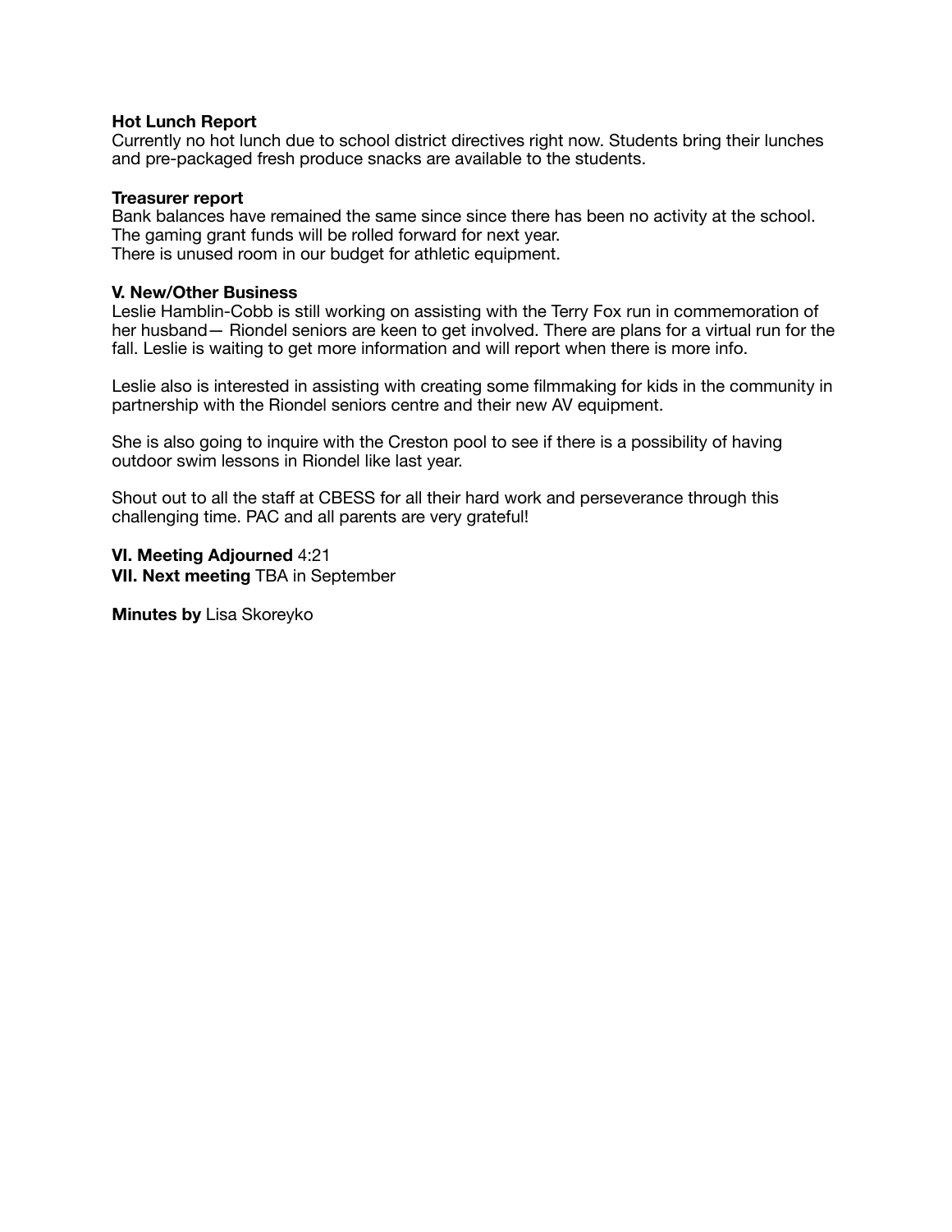**Hot Lunch Report**
Currently no hot lunch due to school district directives right now. Students bring their lunches and pre-packaged fresh produce snacks are available to the students.

**Treasurer report**
Bank balances have remained the same since since there has been no activity at the school.
The gaming grant funds will be rolled forward for next year.
There is unused room in our budget for athletic equipment.

**V. New/Other Business**
Leslie Hamblin-Cobb is still working on assisting with the Terry Fox run in commemoration of her husband— Riondel seniors are keen to get involved. There are plans for a virtual run for the fall. Leslie is waiting to get more information and will report when there is more info.

Leslie also is interested in assisting with creating some filmmaking for kids in the community in partnership with the Riondel seniors centre and their new AV equipment.

She is also going to inquire with the Creston pool to see if there is a possibility of having outdoor swim lessons in Riondel like last year.

Shout out to all the staff at CBESS for all their hard work and perseverance through this challenging time. PAC and all parents are very grateful!

**VI. Meeting Adjourned** 4:21
**VII. Next meeting** TBA in September

**Minutes by** Lisa Skoreyko